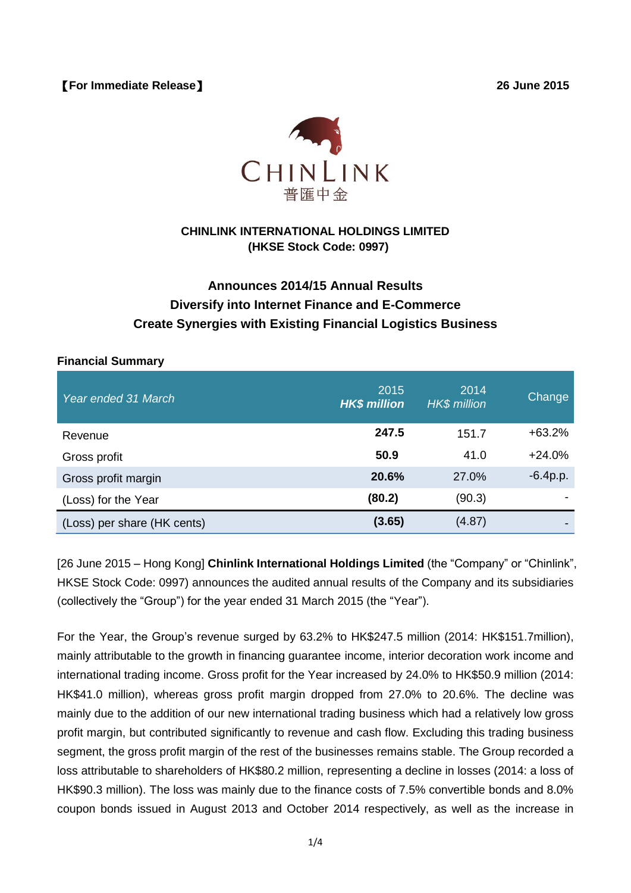【For Immediate Release】 26 June 2015

CHINLINK
普匯中金

**CHINLINK INTERNATIONAL HOLDINGS LIMITED**
**(HKSE Stock Code: 0997)**

## Announces 2014/15 Annual Results
## Diversify into Internet Finance and E-Commerce
## Create Synergies with Existing Financial Logistics Business

**Financial Summary**

| *Year ended 31 March* | 2015 ***HK$ million*** | 2014 *HK$ million* | Change |
|---|---|---|---|
| Revenue | **247.5** | 151.7 | +63.2% |
| Gross profit | **50.9** | 41.0 | +24.0% |
| Gross profit margin | **20.6%** | 27.0% | -6.4p.p. |
| (Loss) for the Year | **(80.2)** | (90.3) | - |
| (Loss) per share (HK cents) | **(3.65)** | (4.87) | - |

[26 June 2015 – Hong Kong] **Chinlink International Holdings Limited** (the "Company" or "Chinlink", HKSE Stock Code: 0997) announces the audited annual results of the Company and its subsidiaries (collectively the "Group") for the year ended 31 March 2015 (the "Year").

For the Year, the Group's revenue surged by 63.2% to HK$247.5 million (2014: HK$151.7million), mainly attributable to the growth in financing guarantee income, interior decoration work income and international trading income. Gross profit for the Year increased by 24.0% to HK$50.9 million (2014: HK$41.0 million), whereas gross profit margin dropped from 27.0% to 20.6%. The decline was mainly due to the addition of our new international trading business which had a relatively low gross profit margin, but contributed significantly to revenue and cash flow. Excluding this trading business segment, the gross profit margin of the rest of the businesses remains stable. The Group recorded a loss attributable to shareholders of HK$80.2 million, representing a decline in losses (2014: a loss of HK$90.3 million). The loss was mainly due to the finance costs of 7.5% convertible bonds and 8.0% coupon bonds issued in August 2013 and October 2014 respectively, as well as the increase in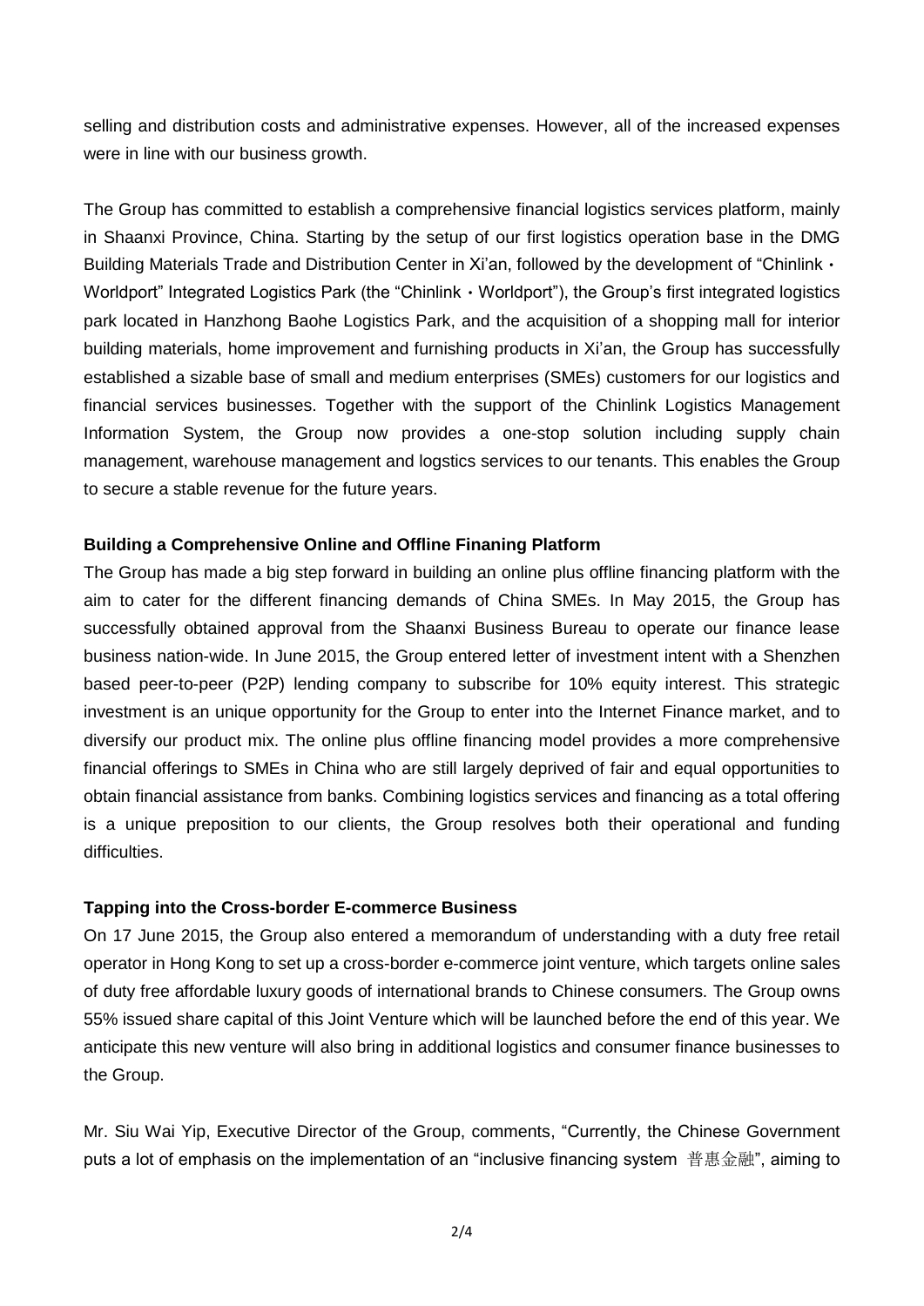selling and distribution costs and administrative expenses. However, all of the increased expenses were in line with our business growth.

The Group has committed to establish a comprehensive financial logistics services platform, mainly in Shaanxi Province, China. Starting by the setup of our first logistics operation base in the DMG Building Materials Trade and Distribution Center in Xi'an, followed by the development of "Chinlink・Worldport" Integrated Logistics Park (the "Chinlink・Worldport"), the Group's first integrated logistics park located in Hanzhong Baohe Logistics Park, and the acquisition of a shopping mall for interior building materials, home improvement and furnishing products in Xi'an, the Group has successfully established a sizable base of small and medium enterprises (SMEs) customers for our logistics and financial services businesses. Together with the support of the Chinlink Logistics Management Information System, the Group now provides a one-stop solution including supply chain management, warehouse management and logstics services to our tenants. This enables the Group to secure a stable revenue for the future years.

**Building a Comprehensive Online and Offline Finaning Platform**

The Group has made a big step forward in building an online plus offline financing platform with the aim to cater for the different financing demands of China SMEs. In May 2015, the Group has successfully obtained approval from the Shaanxi Business Bureau to operate our finance lease business nation-wide. In June 2015, the Group entered letter of investment intent with a Shenzhen based peer-to-peer (P2P) lending company to subscribe for 10% equity interest. This strategic investment is an unique opportunity for the Group to enter into the Internet Finance market, and to diversify our product mix. The online plus offline financing model provides a more comprehensive financial offerings to SMEs in China who are still largely deprived of fair and equal opportunities to obtain financial assistance from banks. Combining logistics services and financing as a total offering is a unique preposition to our clients, the Group resolves both their operational and funding difficulties.

**Tapping into the Cross-border E-commerce Business**

On 17 June 2015, the Group also entered a memorandum of understanding with a duty free retail operator in Hong Kong to set up a cross-border e-commerce joint venture, which targets online sales of duty free affordable luxury goods of international brands to Chinese consumers. The Group owns 55% issued share capital of this Joint Venture which will be launched before the end of this year. We anticipate this new venture will also bring in additional logistics and consumer finance businesses to the Group.

Mr. Siu Wai Yip, Executive Director of the Group, comments, "Currently, the Chinese Government puts a lot of emphasis on the implementation of an "inclusive financing system 普惠金融", aiming to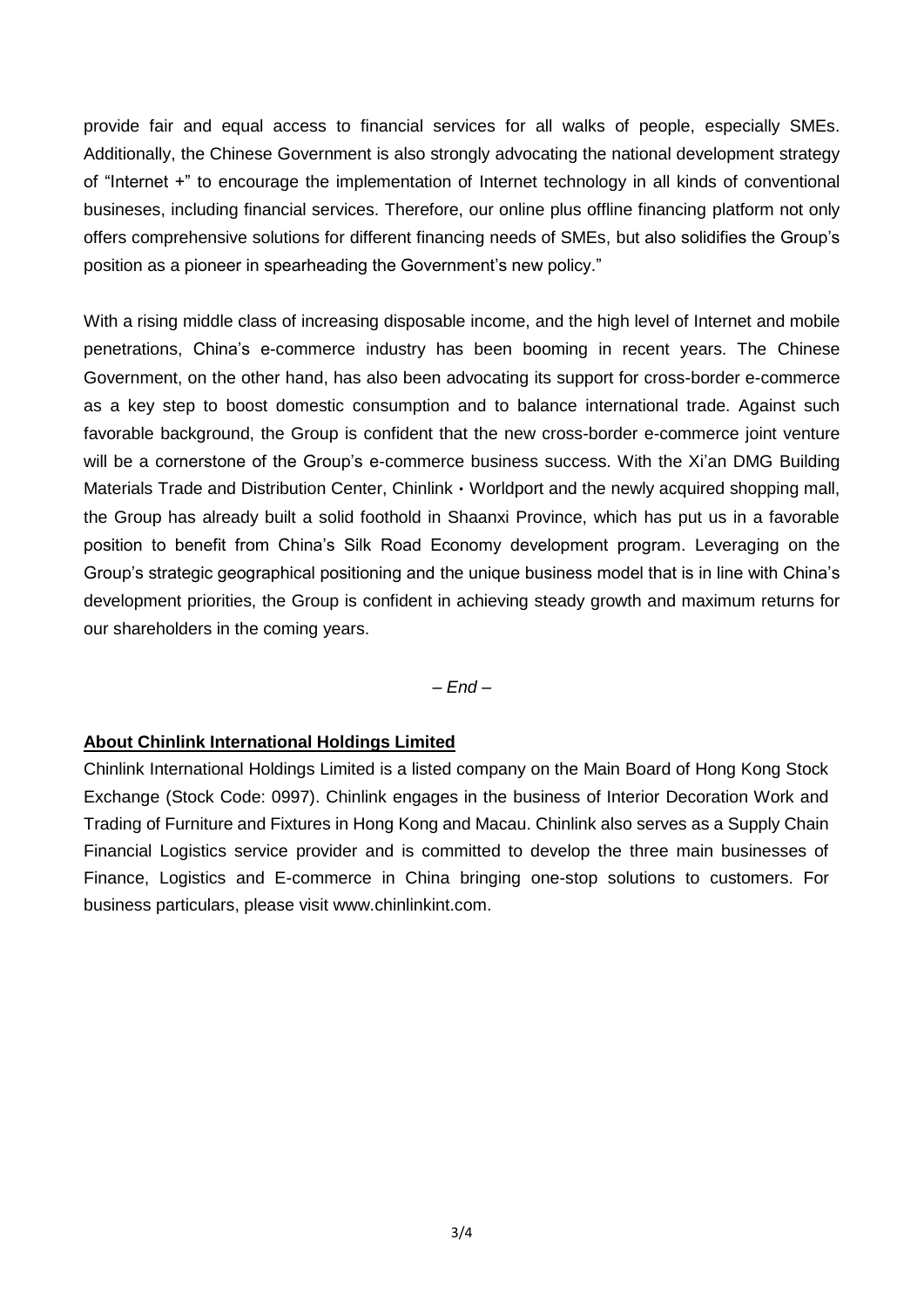provide fair and equal access to financial services for all walks of people, especially SMEs. Additionally, the Chinese Government is also strongly advocating the national development strategy of "Internet +" to encourage the implementation of Internet technology in all kinds of conventional businesses, including financial services. Therefore, our online plus offline financing platform not only offers comprehensive solutions for different financing needs of SMEs, but also solidifies the Group's position as a pioneer in spearheading the Government's new policy."

With a rising middle class of increasing disposable income, and the high level of Internet and mobile penetrations, China's e-commerce industry has been booming in recent years. The Chinese Government, on the other hand, has also been advocating its support for cross-border e-commerce as a key step to boost domestic consumption and to balance international trade. Against such favorable background, the Group is confident that the new cross-border e-commerce joint venture will be a cornerstone of the Group's e-commerce business success. With the Xi'an DMG Building Materials Trade and Distribution Center, Chinlink・Worldport and the newly acquired shopping mall, the Group has already built a solid foothold in Shaanxi Province, which has put us in a favorable position to benefit from China's Silk Road Economy development program. Leveraging on the Group's strategic geographical positioning and the unique business model that is in line with China's development priorities, the Group is confident in achieving steady growth and maximum returns for our shareholders in the coming years.

*– End –*

**About Chinlink International Holdings Limited**

Chinlink International Holdings Limited is a listed company on the Main Board of Hong Kong Stock Exchange (Stock Code: 0997). Chinlink engages in the business of Interior Decoration Work and Trading of Furniture and Fixtures in Hong Kong and Macau. Chinlink also serves as a Supply Chain Financial Logistics service provider and is committed to develop the three main businesses of Finance, Logistics and E-commerce in China bringing one-stop solutions to customers. For business particulars, please visit www.chinlinkint.com.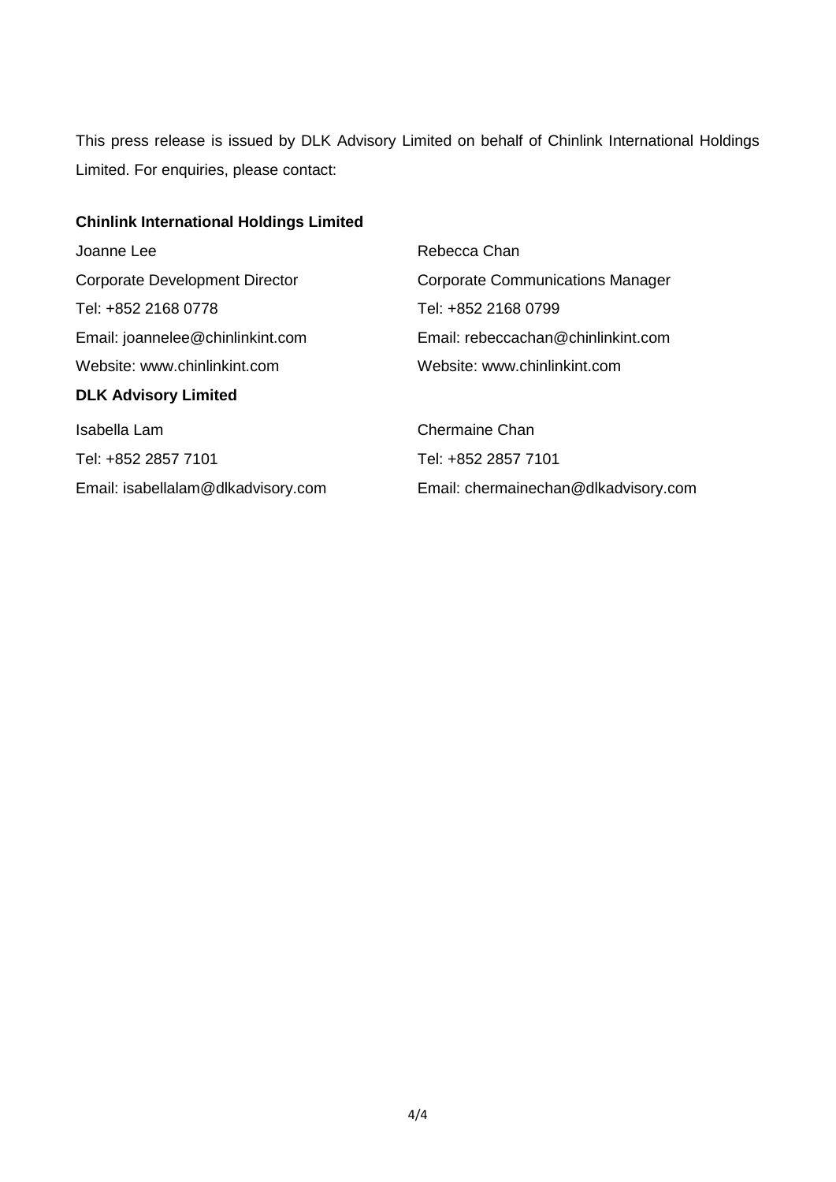This press release is issued by DLK Advisory Limited on behalf of Chinlink International Holdings Limited. For enquiries, please contact:

**Chinlink International Holdings Limited**

Joanne Lee
Corporate Development Director
Tel: +852 2168 0778
Email: joannelee@chinlinkint.com
Website: www.chinlinkint.com

Rebecca Chan
Corporate Communications Manager
Tel: +852 2168 0799
Email: rebeccachan@chinlinkint.com
Website: www.chinlinkint.com

**DLK Advisory Limited**

Isabella Lam
Tel: +852 2857 7101
Email: isabellalam@dlkadvisory.com

Chermaine Chan
Tel: +852 2857 7101
Email: chermainechan@dlkadvisory.com